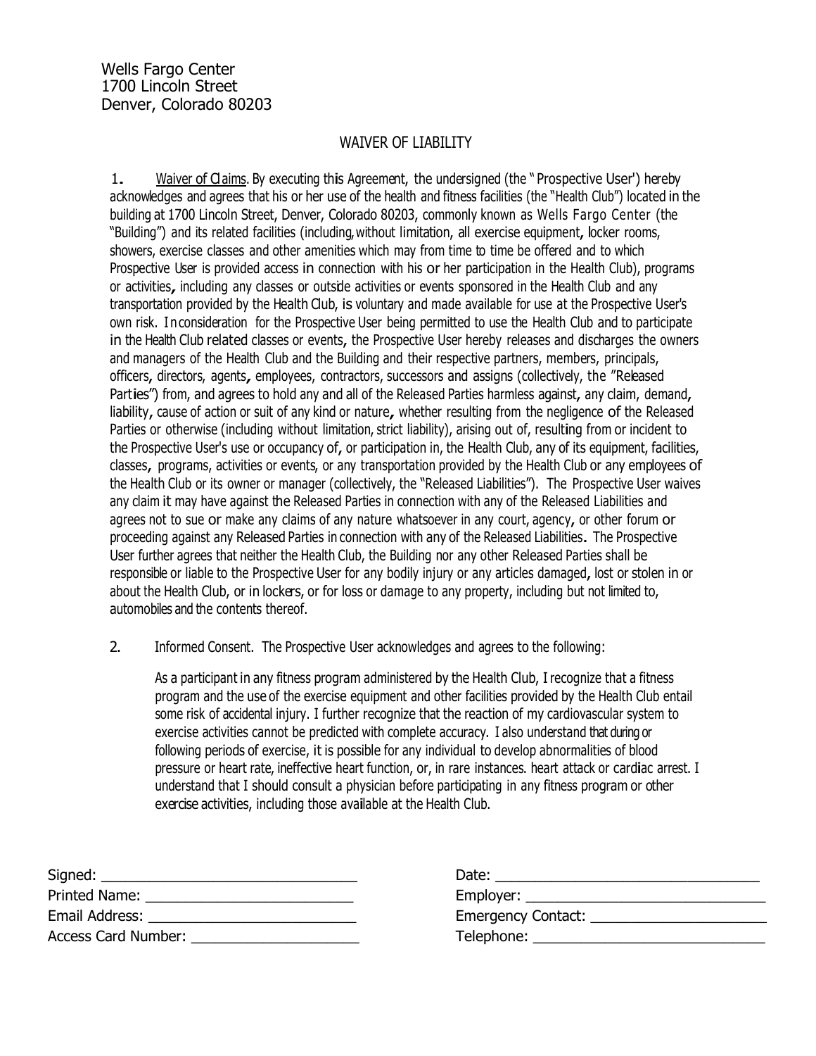Wells Fargo Center
1700 Lincoln Street
Denver, Colorado 80203

# WAIVER OF LIABILITY

1. Waiver of Claims. By executing this Agreement, the undersigned (the "Prospective User') hereby acknowledges and agrees that his or her use of the health and fitness facilities (the "Health Club") located in the building at 1700 Lincoln Street, Denver, Colorado 80203, commonly known as Wells Fargo Center (the "Building") and its related facilities (including, without limitation, all exercise equipment, locker rooms, showers, exercise classes and other amenities which may from time to time be offered and to which Prospective User is provided access in connection with his or her participation in the Health Club), programs or activities, including any classes or outside activities or events sponsored in the Health Club and any transportation provided by the Health Club, is voluntary and made available for use at the Prospective User's own risk. In consideration for the Prospective User being permitted to use the Health Club and to participate in the Health Club related classes or events, the Prospective User hereby releases and discharges the owners and managers of the Health Club and the Building and their respective partners, members, principals, officers, directors, agents, employees, contractors, successors and assigns (collectively, the "Released Parties") from, and agrees to hold any and all of the Released Parties harmless against, any claim, demand, liability, cause of action or suit of any kind or nature, whether resulting from the negligence of the Released Parties or otherwise (including without limitation, strict liability), arising out of, resulting from or incident to the Prospective User's use or occupancy of, or participation in, the Health Club, any of its equipment, facilities, classes, programs, activities or events, or any transportation provided by the Health Club or any employees of the Health Club or its owner or manager (collectively, the "Released Liabilities"). The Prospective User waives any claim it may have against the Released Parties in connection with any of the Released Liabilities and agrees not to sue or make any claims of any nature whatsoever in any court, agency, or other forum or proceeding against any Released Parties in connection with any of the Released Liabilities. The Prospective User further agrees that neither the Health Club, the Building nor any other Released Parties shall be responsible or liable to the Prospective User for any bodily injury or any articles damaged, lost or stolen in or about the Health Club, or in lockers, or for loss or damage to any property, including but not limited to, automobiles and the contents thereof.

2. Informed Consent. The Prospective User acknowledges and agrees to the following:

   As a participant in any fitness program administered by the Health Club, I recognize that a fitness program and the use of the exercise equipment and other facilities provided by the Health Club entail some risk of accidental injury. I further recognize that the reaction of my cardiovascular system to exercise activities cannot be predicted with complete accuracy. I also understand that during or following periods of exercise, it is possible for any individual to develop abnormalities of blood pressure or heart rate, ineffective heart function, or, in rare instances. heart attack or cardiac arrest. I understand that I should consult a physician before participating in any fitness program or other exercise activities, including those available at the Health Club.

Signed: ______________________________ Date: ______________________________

Printed Name: ______________________________ Employer: ______________________________

Email Address: ______________________________ Emergency Contact: ______________________________

Access Card Number: ______________________________ Telephone: ______________________________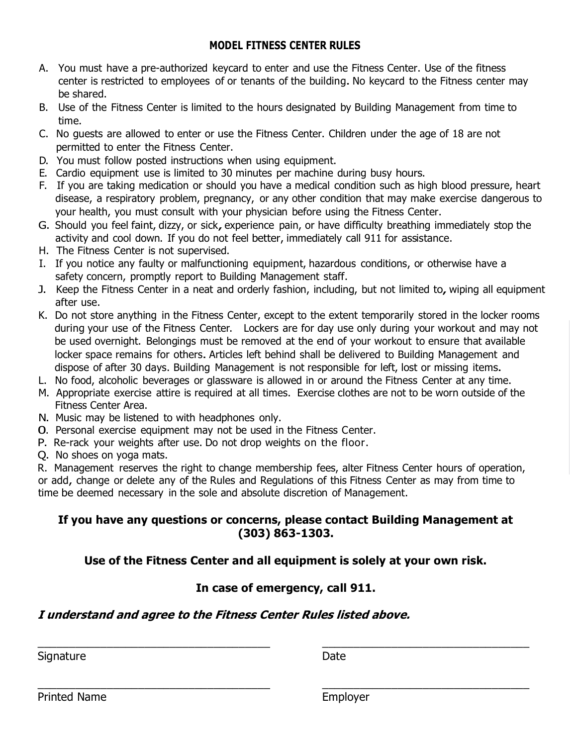# MODEL FITNESS CENTER RULES

A. You must have a pre-authorized keycard to enter and use the Fitness Center. Use of the fitness center is restricted to employees of or tenants of the building. No keycard to the Fitness center may be shared.
B. Use of the Fitness Center is limited to the hours designated by Building Management from time to time.
C. No guests are allowed to enter or use the Fitness Center. Children under the age of 18 are not permitted to enter the Fitness Center.
D. You must follow posted instructions when using equipment.
E. Cardio equipment use is limited to 30 minutes per machine during busy hours.
F. If you are taking medication or should you have a medical condition such as high blood pressure, heart disease, a respiratory problem, pregnancy, or any other condition that may make exercise dangerous to your health, you must consult with your physician before using the Fitness Center.
G. Should you feel faint, dizzy, or sick, experience pain, or have difficulty breathing immediately stop the activity and cool down. If you do not feel better, immediately call 911 for assistance.
H. The Fitness Center is not supervised.
I. If you notice any faulty or malfunctioning equipment, hazardous conditions, or otherwise have a safety concern, promptly report to Building Management staff.
J. Keep the Fitness Center in a neat and orderly fashion, including, but not limited to, wiping all equipment after use.
K. Do not store anything in the Fitness Center, except to the extent temporarily stored in the locker rooms during your use of the Fitness Center. Lockers are for day use only during your workout and may not be used overnight. Belongings must be removed at the end of your workout to ensure that available locker space remains for others. Articles left behind shall be delivered to Building Management and dispose of after 30 days. Building Management is not responsible for left, lost or missing items.
L. No food, alcoholic beverages or glassware is allowed in or around the Fitness Center at any time.
M. Appropriate exercise attire is required at all times. Exercise clothes are not to be worn outside of the Fitness Center Area.
N. Music may be listened to with headphones only.
O. Personal exercise equipment may not be used in the Fitness Center.
P. Re-rack your weights after use. Do not drop weights on the floor.
Q. No shoes on yoga mats.
R. Management reserves the right to change membership fees, alter Fitness Center hours of operation, or add, change or delete any of the Rules and Regulations of this Fitness Center as may from time to time be deemed necessary in the sole and absolute discretion of Management.

**If you have any questions or concerns, please contact Building Management at (303) 863-1303.**

**Use of the Fitness Center and all equipment is solely at your own risk.**

**In case of emergency, call 911.**

***I understand and agree to the Fitness Center Rules listed above.***

______________________________ ______________________________
Signature Date

______________________________ ______________________________
Printed Name Employer